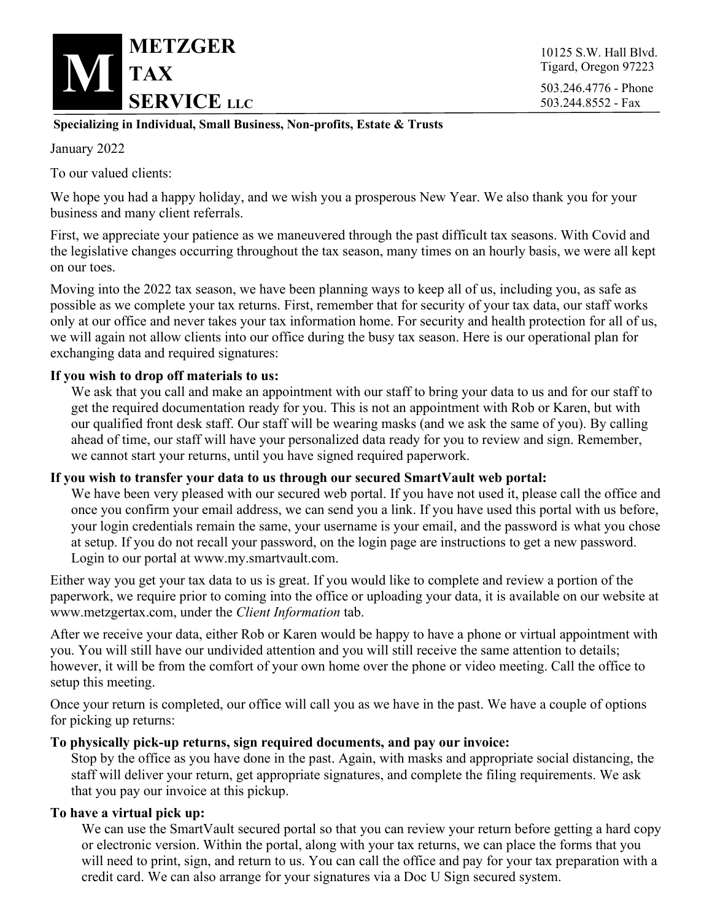# METZGER TAX SERVICE LLC

10125 S.W. Hall Blvd.
Tigard, Oregon 97223

503.246.4776 - Phone
503.244.8552 - Fax

**Specializing in Individual, Small Business, Non-profits, Estate & Trusts**

January 2022

To our valued clients:

We hope you had a happy holiday, and we wish you a prosperous New Year. We also thank you for your business and many client referrals.

First, we appreciate your patience as we maneuvered through the past difficult tax seasons. With Covid and the legislative changes occurring throughout the tax season, many times on an hourly basis, we were all kept on our toes.

Moving into the 2022 tax season, we have been planning ways to keep all of us, including you, as safe as possible as we complete your tax returns. First, remember that for security of your tax data, our staff works only at our office and never takes your tax information home. For security and health protection for all of us, we will again not allow clients into our office during the busy tax season. Here is our operational plan for exchanging data and required signatures:

**If you wish to drop off materials to us:**

We ask that you call and make an appointment with our staff to bring your data to us and for our staff to get the required documentation ready for you. This is not an appointment with Rob or Karen, but with our qualified front desk staff. Our staff will be wearing masks (and we ask the same of you). By calling ahead of time, our staff will have your personalized data ready for you to review and sign. Remember, we cannot start your returns, until you have signed required paperwork.

**If you wish to transfer your data to us through our secured SmartVault web portal:**

We have been very pleased with our secured web portal. If you have not used it, please call the office and once you confirm your email address, we can send you a link. If you have used this portal with us before, your login credentials remain the same, your username is your email, and the password is what you chose at setup. If you do not recall your password, on the login page are instructions to get a new password. Login to our portal at www.my.smartvault.com.

Either way you get your tax data to us is great. If you would like to complete and review a portion of the paperwork, we require prior to coming into the office or uploading your data, it is available on our website at www.metzgertax.com, under the *Client Information* tab.

After we receive your data, either Rob or Karen would be happy to have a phone or virtual appointment with you. You will still have our undivided attention and you will still receive the same attention to details; however, it will be from the comfort of your own home over the phone or video meeting. Call the office to setup this meeting.

Once your return is completed, our office will call you as we have in the past. We have a couple of options for picking up returns:

**To physically pick-up returns, sign required documents, and pay our invoice:**

Stop by the office as you have done in the past. Again, with masks and appropriate social distancing, the staff will deliver your return, get appropriate signatures, and complete the filing requirements. We ask that you pay our invoice at this pickup.

**To have a virtual pick up:**

We can use the SmartVault secured portal so that you can review your return before getting a hard copy or electronic version. Within the portal, along with your tax returns, we can place the forms that you will need to print, sign, and return to us. You can call the office and pay for your tax preparation with a credit card. We can also arrange for your signatures via a Doc U Sign secured system.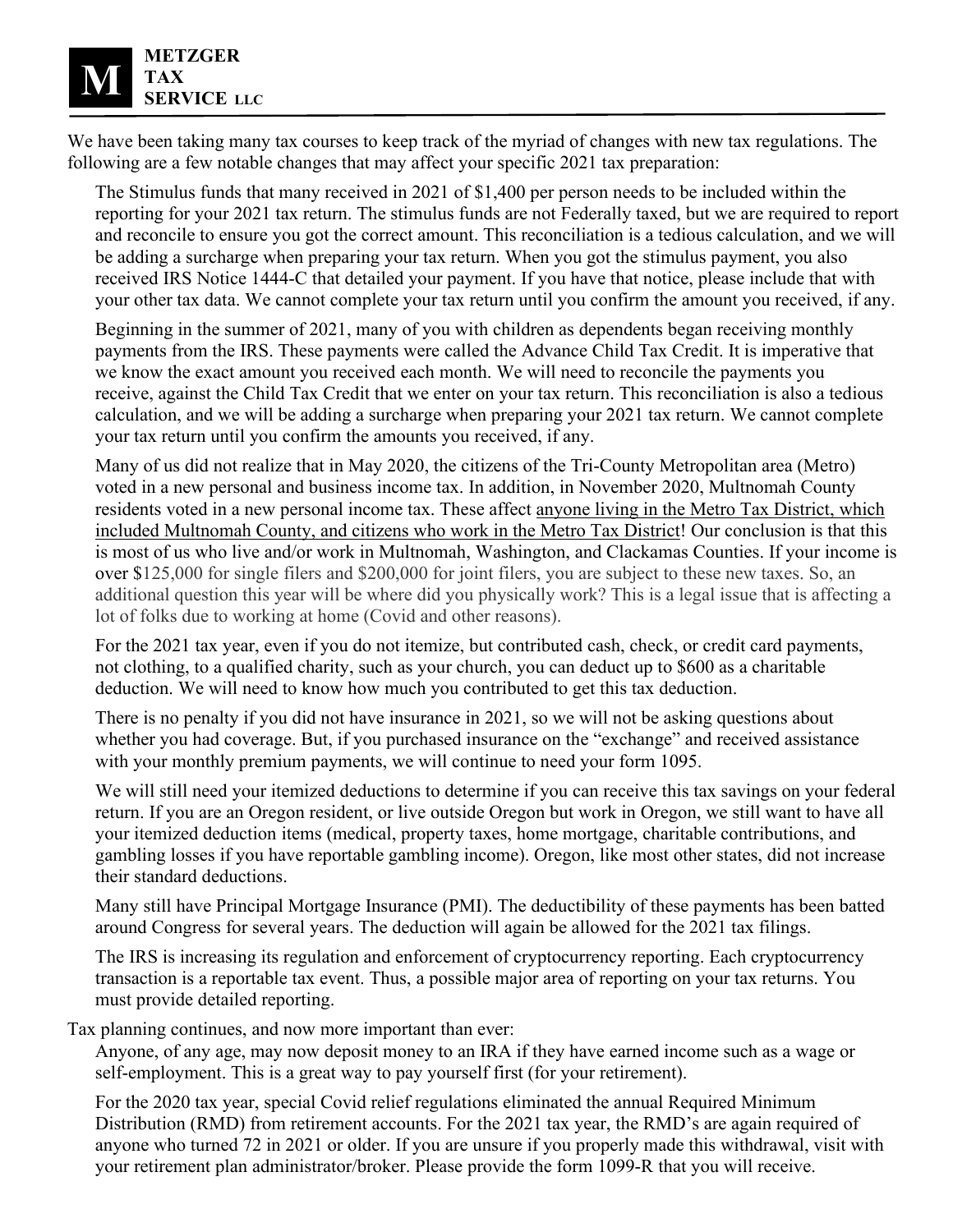**METZGER TAX SERVICE LLC**

We have been taking many tax courses to keep track of the myriad of changes with new tax regulations. The following are a few notable changes that may affect your specific 2021 tax preparation:

The Stimulus funds that many received in 2021 of $1,400 per person needs to be included within the reporting for your 2021 tax return. The stimulus funds are not Federally taxed, but we are required to report and reconcile to ensure you got the correct amount. This reconciliation is a tedious calculation, and we will be adding a surcharge when preparing your tax return. When you got the stimulus payment, you also received IRS Notice 1444-C that detailed your payment. If you have that notice, please include that with your other tax data. We cannot complete your tax return until you confirm the amount you received, if any.

Beginning in the summer of 2021, many of you with children as dependents began receiving monthly payments from the IRS. These payments were called the Advance Child Tax Credit. It is imperative that we know the exact amount you received each month. We will need to reconcile the payments you receive, against the Child Tax Credit that we enter on your tax return. This reconciliation is also a tedious calculation, and we will be adding a surcharge when preparing your 2021 tax return. We cannot complete your tax return until you confirm the amounts you received, if any.

Many of us did not realize that in May 2020, the citizens of the Tri-County Metropolitan area (Metro) voted in a new personal and business income tax. In addition, in November 2020, Multnomah County residents voted in a new personal income tax. These affect <u>anyone living in the Metro Tax District, which included Multnomah County, and citizens who work in the Metro Tax District</u>! Our conclusion is that this is most of us who live and/or work in Multnomah, Washington, and Clackamas Counties. If your income is over $125,000 for single filers and $200,000 for joint filers, you are subject to these new taxes. So, an additional question this year will be where did you physically work? This is a legal issue that is affecting a lot of folks due to working at home (Covid and other reasons).

For the 2021 tax year, even if you do not itemize, but contributed cash, check, or credit card payments, not clothing, to a qualified charity, such as your church, you can deduct up to $600 as a charitable deduction. We will need to know how much you contributed to get this tax deduction.

There is no penalty if you did not have insurance in 2021, so we will not be asking questions about whether you had coverage. But, if you purchased insurance on the "exchange" and received assistance with your monthly premium payments, we will continue to need your form 1095.

We will still need your itemized deductions to determine if you can receive this tax savings on your federal return. If you are an Oregon resident, or live outside Oregon but work in Oregon, we still want to have all your itemized deduction items (medical, property taxes, home mortgage, charitable contributions, and gambling losses if you have reportable gambling income). Oregon, like most other states, did not increase their standard deductions.

Many still have Principal Mortgage Insurance (PMI). The deductibility of these payments has been batted around Congress for several years. The deduction will again be allowed for the 2021 tax filings.

The IRS is increasing its regulation and enforcement of cryptocurrency reporting. Each cryptocurrency transaction is a reportable tax event. Thus, a possible major area of reporting on your tax returns. You must provide detailed reporting.

Tax planning continues, and now more important than ever:

Anyone, of any age, may now deposit money to an IRA if they have earned income such as a wage or self-employment. This is a great way to pay yourself first (for your retirement).

For the 2020 tax year, special Covid relief regulations eliminated the annual Required Minimum Distribution (RMD) from retirement accounts. For the 2021 tax year, the RMD's are again required of anyone who turned 72 in 2021 or older. If you are unsure if you properly made this withdrawal, visit with your retirement plan administrator/broker. Please provide the form 1099-R that you will receive.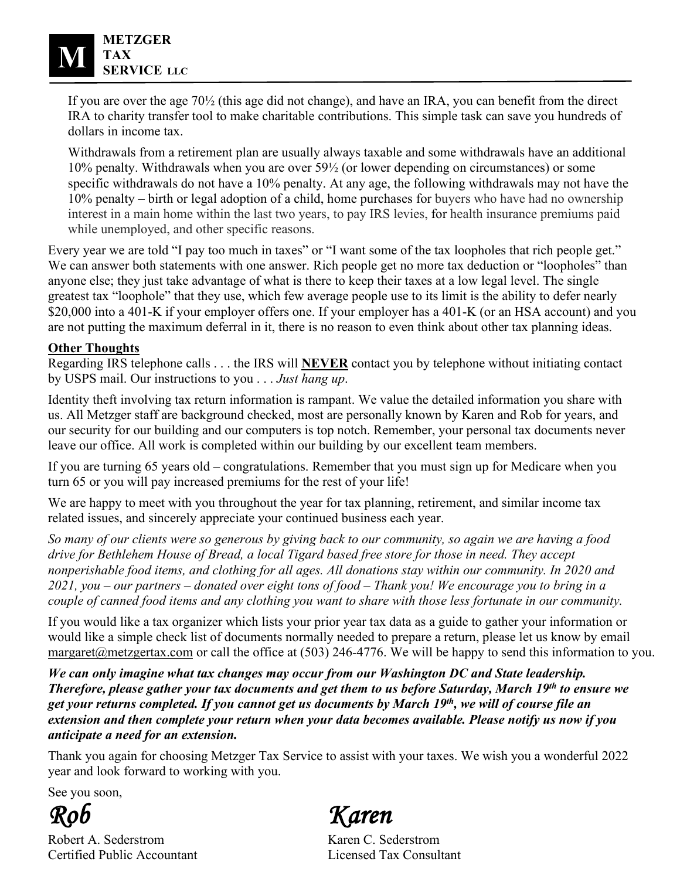If you are over the age 70½ (this age did not change), and have an IRA, you can benefit from the direct IRA to charity transfer tool to make charitable contributions. This simple task can save you hundreds of dollars in income tax.

Withdrawals from a retirement plan are usually always taxable and some withdrawals have an additional 10% penalty. Withdrawals when you are over 59½ (or lower depending on circumstances) or some specific withdrawals do not have a 10% penalty. At any age, the following withdrawals may not have the 10% penalty – birth or legal adoption of a child, home purchases for buyers who have had no ownership interest in a main home within the last two years, to pay IRS levies, for health insurance premiums paid while unemployed, and other specific reasons.

Every year we are told "I pay too much in taxes" or "I want some of the tax loopholes that rich people get." We can answer both statements with one answer. Rich people get no more tax deduction or "loopholes" than anyone else; they just take advantage of what is there to keep their taxes at a low legal level. The single greatest tax "loophole" that they use, which few average people use to its limit is the ability to defer nearly $20,000 into a 401-K if your employer offers one. If your employer has a 401-K (or an HSA account) and you are not putting the maximum deferral in it, there is no reason to even think about other tax planning ideas.

**Other Thoughts**

Regarding IRS telephone calls . . . the IRS will **NEVER** contact you by telephone without initiating contact by USPS mail. Our instructions to you . . . *Just hang up*.

Identity theft involving tax return information is rampant. We value the detailed information you share with us. All Metzger staff are background checked, most are personally known by Karen and Rob for years, and our security for our building and our computers is top notch. Remember, your personal tax documents never leave our office. All work is completed within our building by our excellent team members.

If you are turning 65 years old – congratulations. Remember that you must sign up for Medicare when you turn 65 or you will pay increased premiums for the rest of your life!

We are happy to meet with you throughout the year for tax planning, retirement, and similar income tax related issues, and sincerely appreciate your continued business each year.

*So many of our clients were so generous by giving back to our community, so again we are having a food drive for Bethlehem House of Bread, a local Tigard based free store for those in need. They accept nonperishable food items, and clothing for all ages. All donations stay within our community. In 2020 and 2021, you – our partners – donated over eight tons of food – Thank you! We encourage you to bring in a couple of canned food items and any clothing you want to share with those less fortunate in our community.*

If you would like a tax organizer which lists your prior year tax data as a guide to gather your information or would like a simple check list of documents normally needed to prepare a return, please let us know by email margaret@metzgertax.com or call the office at (503) 246-4776. We will be happy to send this information to you.

***We can only imagine what tax changes may occur from our Washington DC and State leadership. Therefore, please gather your tax documents and get them to us before Saturday, March 19th to ensure we get your returns completed. If you cannot get us documents by March 19th, we will of course file an extension and then complete your return when your data becomes available. Please notify us now if you anticipate a need for an extension.***

Thank you again for choosing Metzger Tax Service to assist with your taxes. We wish you a wonderful 2022 year and look forward to working with you.

See you soon,

*Rob*

Robert A. Sederstrom
Certified Public Accountant

*Karen*

Karen C. Sederstrom
Licensed Tax Consultant